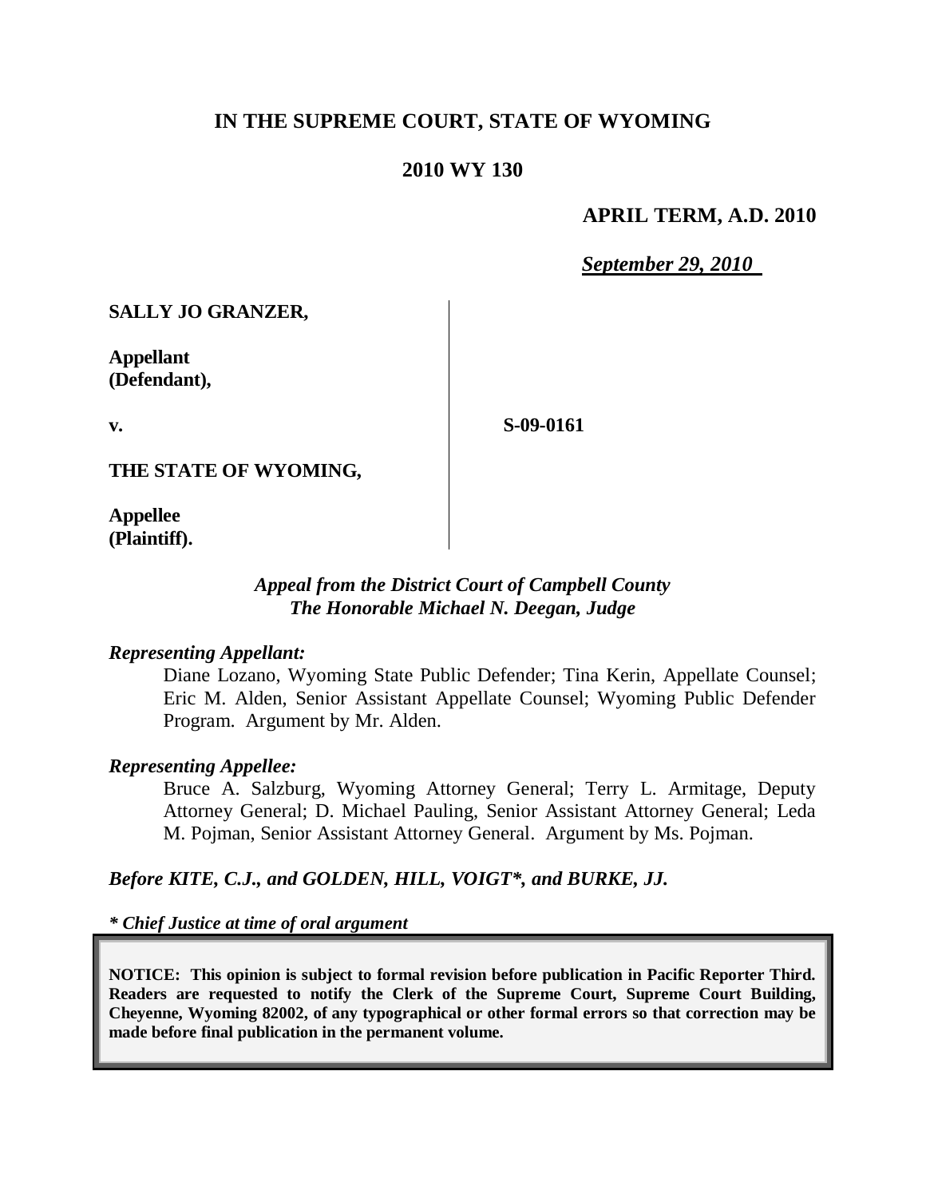# IN THE SUPREME COURT, STATE OF WYOMING

## 2010 WY 130

**APRIL TERM, A.D. 2010**

***September 29, 2010***

**SALLY JO GRANZER,**

**Appellant (Defendant),**

**v.**

**S-09-0161**

**THE STATE OF WYOMING,**

**Appellee (Plaintiff).**

*Appeal from the District Court of Campbell County*
*The Honorable Michael N. Deegan, Judge*

*Representing Appellant:*

Diane Lozano, Wyoming State Public Defender; Tina Kerin, Appellate Counsel; Eric M. Alden, Senior Assistant Appellate Counsel; Wyoming Public Defender Program. Argument by Mr. Alden.

*Representing Appellee:*

Bruce A. Salzburg, Wyoming Attorney General; Terry L. Armitage, Deputy Attorney General; D. Michael Pauling, Senior Assistant Attorney General; Leda M. Pojman, Senior Assistant Attorney General. Argument by Ms. Pojman.

***Before KITE, C.J., and GOLDEN, HILL, VOIGT\*, and BURKE, JJ.***

***\* Chief Justice at time of oral argument***

**NOTICE: This opinion is subject to formal revision before publication in Pacific Reporter Third. Readers are requested to notify the Clerk of the Supreme Court, Supreme Court Building, Cheyenne, Wyoming 82002, of any typographical or other formal errors so that correction may be made before final publication in the permanent volume.**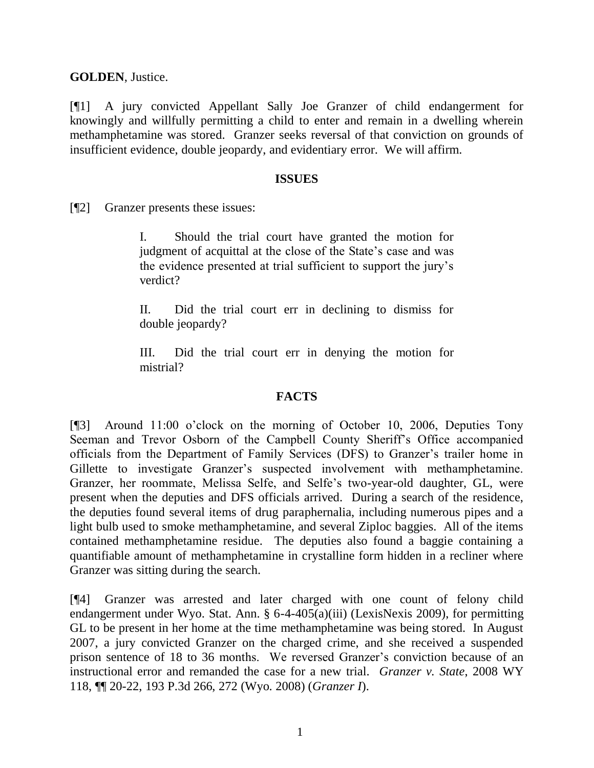**GOLDEN**, Justice.

[¶1] A jury convicted Appellant Sally Joe Granzer of child endangerment for knowingly and willfully permitting a child to enter and remain in a dwelling wherein methamphetamine was stored. Granzer seeks reversal of that conviction on grounds of insufficient evidence, double jeopardy, and evidentiary error. We will affirm.

## ISSUES

[¶2] Granzer presents these issues:

> I. Should the trial court have granted the motion for judgment of acquittal at the close of the State's case and was the evidence presented at trial sufficient to support the jury's verdict?
>
> II. Did the trial court err in declining to dismiss for double jeopardy?
>
> III. Did the trial court err in denying the motion for mistrial?

## FACTS

[¶3] Around 11:00 o'clock on the morning of October 10, 2006, Deputies Tony Seeman and Trevor Osborn of the Campbell County Sheriff's Office accompanied officials from the Department of Family Services (DFS) to Granzer's trailer home in Gillette to investigate Granzer's suspected involvement with methamphetamine. Granzer, her roommate, Melissa Selfe, and Selfe's two-year-old daughter, GL, were present when the deputies and DFS officials arrived. During a search of the residence, the deputies found several items of drug paraphernalia, including numerous pipes and a light bulb used to smoke methamphetamine, and several Ziploc baggies. All of the items contained methamphetamine residue. The deputies also found a baggie containing a quantifiable amount of methamphetamine in crystalline form hidden in a recliner where Granzer was sitting during the search.

[¶4] Granzer was arrested and later charged with one count of felony child endangerment under Wyo. Stat. Ann. § 6-4-405(a)(iii) (LexisNexis 2009), for permitting GL to be present in her home at the time methamphetamine was being stored. In August 2007, a jury convicted Granzer on the charged crime, and she received a suspended prison sentence of 18 to 36 months. We reversed Granzer's conviction because of an instructional error and remanded the case for a new trial. *Granzer v. State*, 2008 WY 118, ¶¶ 20-22, 193 P.3d 266, 272 (Wyo. 2008) (*Granzer I*).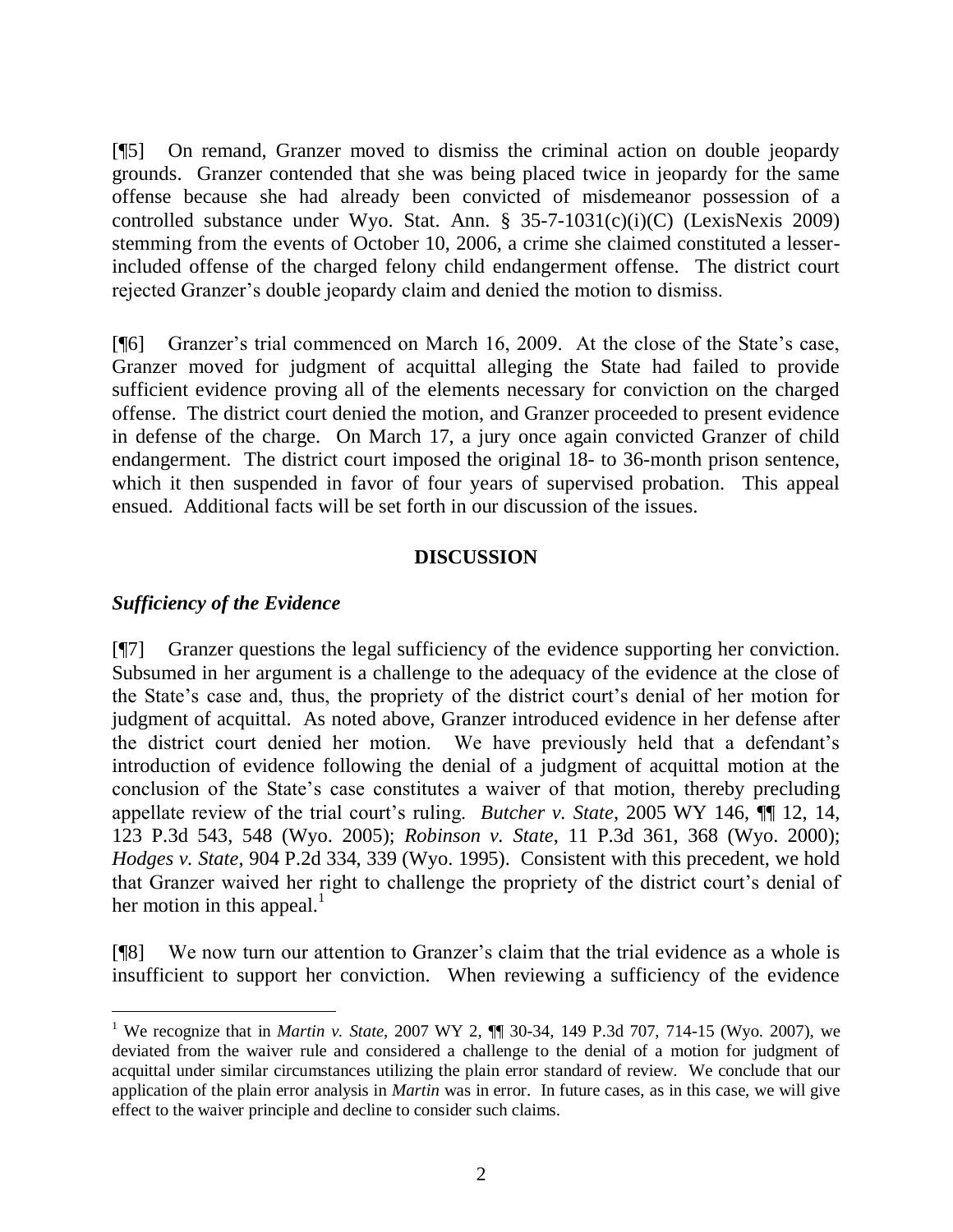[¶5] On remand, Granzer moved to dismiss the criminal action on double jeopardy grounds. Granzer contended that she was being placed twice in jeopardy for the same offense because she had already been convicted of misdemeanor possession of a controlled substance under Wyo. Stat. Ann. § 35-7-1031(c)(i)(C) (LexisNexis 2009) stemming from the events of October 10, 2006, a crime she claimed constituted a lesser-included offense of the charged felony child endangerment offense. The district court rejected Granzer's double jeopardy claim and denied the motion to dismiss.

[¶6] Granzer's trial commenced on March 16, 2009. At the close of the State's case, Granzer moved for judgment of acquittal alleging the State had failed to provide sufficient evidence proving all of the elements necessary for conviction on the charged offense. The district court denied the motion, and Granzer proceeded to present evidence in defense of the charge. On March 17, a jury once again convicted Granzer of child endangerment. The district court imposed the original 18- to 36-month prison sentence, which it then suspended in favor of four years of supervised probation. This appeal ensued. Additional facts will be set forth in our discussion of the issues.

## DISCUSSION

### *Sufficiency of the Evidence*

[¶7] Granzer questions the legal sufficiency of the evidence supporting her conviction. Subsumed in her argument is a challenge to the adequacy of the evidence at the close of the State's case and, thus, the propriety of the district court's denial of her motion for judgment of acquittal. As noted above, Granzer introduced evidence in her defense after the district court denied her motion. We have previously held that a defendant's introduction of evidence following the denial of a judgment of acquittal motion at the conclusion of the State's case constitutes a waiver of that motion, thereby precluding appellate review of the trial court's ruling. *Butcher v. State*, 2005 WY 146, ¶¶ 12, 14, 123 P.3d 543, 548 (Wyo. 2005); *Robinson v. State*, 11 P.3d 361, 368 (Wyo. 2000); *Hodges v. State*, 904 P.2d 334, 339 (Wyo. 1995). Consistent with this precedent, we hold that Granzer waived her right to challenge the propriety of the district court's denial of her motion in this appeal.[1]

[¶8] We now turn our attention to Granzer's claim that the trial evidence as a whole is insufficient to support her conviction. When reviewing a sufficiency of the evidence

---

[1] We recognize that in *Martin v. State*, 2007 WY 2, ¶¶ 30-34, 149 P.3d 707, 714-15 (Wyo. 2007), we deviated from the waiver rule and considered a challenge to the denial of a motion for judgment of acquittal under similar circumstances utilizing the plain error standard of review. We conclude that our application of the plain error analysis in *Martin* was in error. In future cases, as in this case, we will give effect to the waiver principle and decline to consider such claims.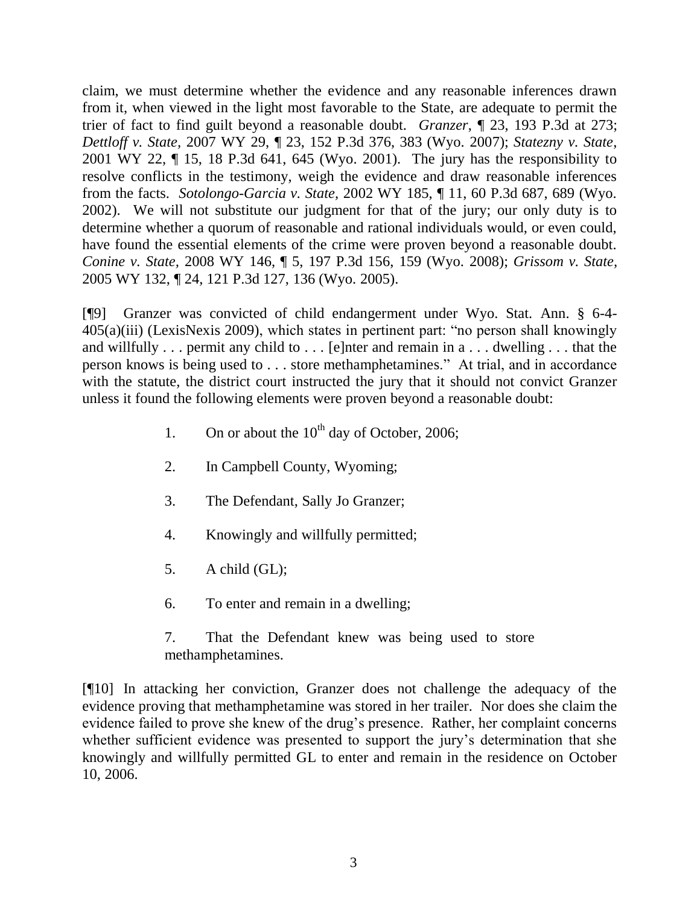claim, we must determine whether the evidence and any reasonable inferences drawn from it, when viewed in the light most favorable to the State, are adequate to permit the trier of fact to find guilt beyond a reasonable doubt. *Granzer*, ¶ 23, 193 P.3d at 273; *Dettloff v. State*, 2007 WY 29, ¶ 23, 152 P.3d 376, 383 (Wyo. 2007); *Statezny v. State*, 2001 WY 22, ¶ 15, 18 P.3d 641, 645 (Wyo. 2001). The jury has the responsibility to resolve conflicts in the testimony, weigh the evidence and draw reasonable inferences from the facts. *Sotolongo-Garcia v. State*, 2002 WY 185, ¶ 11, 60 P.3d 687, 689 (Wyo. 2002). We will not substitute our judgment for that of the jury; our only duty is to determine whether a quorum of reasonable and rational individuals would, or even could, have found the essential elements of the crime were proven beyond a reasonable doubt. *Conine v. State*, 2008 WY 146, ¶ 5, 197 P.3d 156, 159 (Wyo. 2008); *Grissom v. State*, 2005 WY 132, ¶ 24, 121 P.3d 127, 136 (Wyo. 2005).

[¶9] Granzer was convicted of child endangerment under Wyo. Stat. Ann. § 6-4-405(a)(iii) (LexisNexis 2009), which states in pertinent part: "no person shall knowingly and willfully . . . permit any child to . . . [e]nter and remain in a . . . dwelling . . . that the person knows is being used to . . . store methamphetamines." At trial, and in accordance with the statute, the district court instructed the jury that it should not convict Granzer unless it found the following elements were proven beyond a reasonable doubt:

> 1. On or about the 10th day of October, 2006;
>
> 2. In Campbell County, Wyoming;
>
> 3. The Defendant, Sally Jo Granzer;
>
> 4. Knowingly and willfully permitted;
>
> 5. A child (GL);
>
> 6. To enter and remain in a dwelling;
>
> 7. That the Defendant knew was being used to store methamphetamines.

[¶10] In attacking her conviction, Granzer does not challenge the adequacy of the evidence proving that methamphetamine was stored in her trailer. Nor does she claim the evidence failed to prove she knew of the drug's presence. Rather, her complaint concerns whether sufficient evidence was presented to support the jury's determination that she knowingly and willfully permitted GL to enter and remain in the residence on October 10, 2006.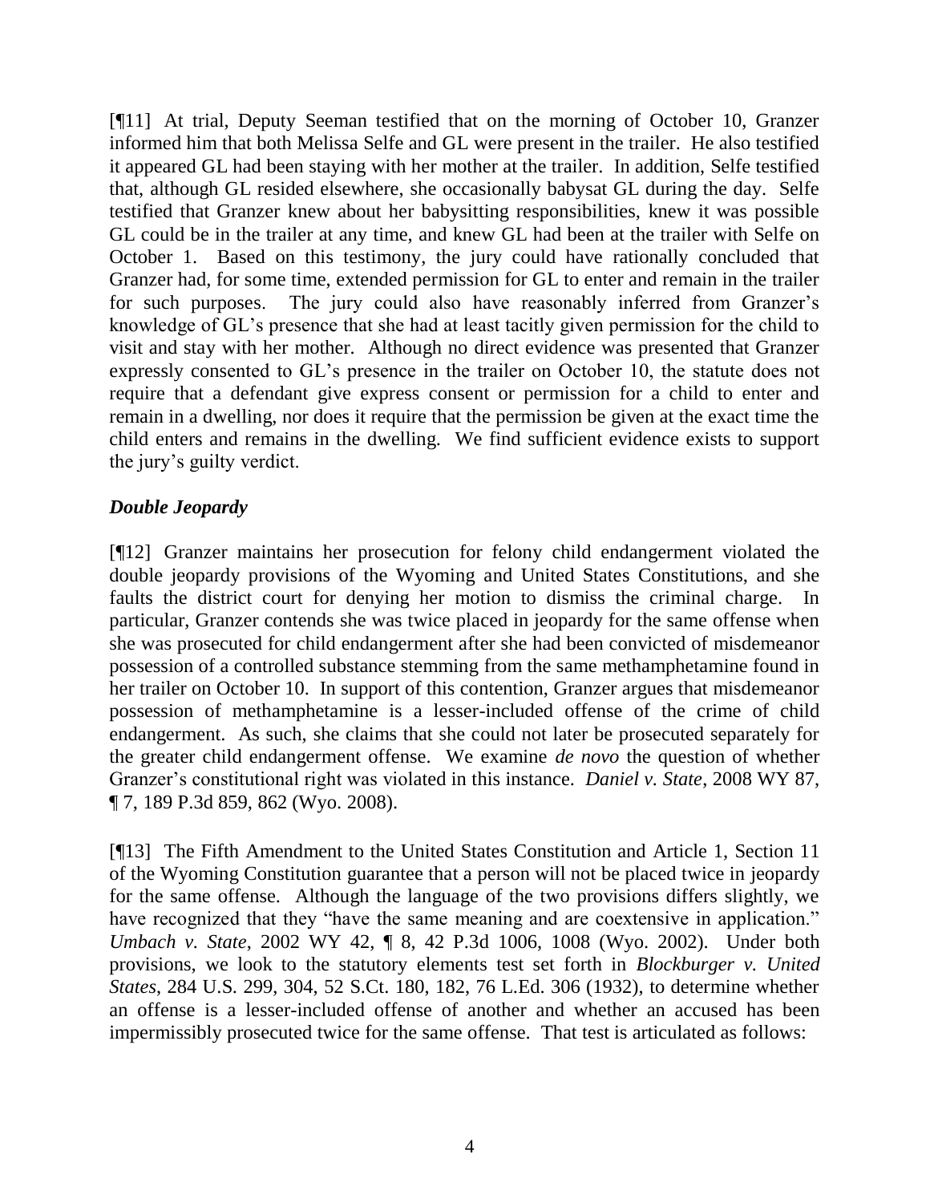[¶11] At trial, Deputy Seeman testified that on the morning of October 10, Granzer informed him that both Melissa Selfe and GL were present in the trailer. He also testified it appeared GL had been staying with her mother at the trailer. In addition, Selfe testified that, although GL resided elsewhere, she occasionally babysat GL during the day. Selfe testified that Granzer knew about her babysitting responsibilities, knew it was possible GL could be in the trailer at any time, and knew GL had been at the trailer with Selfe on October 1. Based on this testimony, the jury could have rationally concluded that Granzer had, for some time, extended permission for GL to enter and remain in the trailer for such purposes. The jury could also have reasonably inferred from Granzer's knowledge of GL's presence that she had at least tacitly given permission for the child to visit and stay with her mother. Although no direct evidence was presented that Granzer expressly consented to GL's presence in the trailer on October 10, the statute does not require that a defendant give express consent or permission for a child to enter and remain in a dwelling, nor does it require that the permission be given at the exact time the child enters and remains in the dwelling. We find sufficient evidence exists to support the jury's guilty verdict.

### *Double Jeopardy*

[¶12] Granzer maintains her prosecution for felony child endangerment violated the double jeopardy provisions of the Wyoming and United States Constitutions, and she faults the district court for denying her motion to dismiss the criminal charge. In particular, Granzer contends she was twice placed in jeopardy for the same offense when she was prosecuted for child endangerment after she had been convicted of misdemeanor possession of a controlled substance stemming from the same methamphetamine found in her trailer on October 10. In support of this contention, Granzer argues that misdemeanor possession of methamphetamine is a lesser-included offense of the crime of child endangerment. As such, she claims that she could not later be prosecuted separately for the greater child endangerment offense. We examine *de novo* the question of whether Granzer's constitutional right was violated in this instance. *Daniel v. State*, 2008 WY 87, ¶ 7, 189 P.3d 859, 862 (Wyo. 2008).

[¶13] The Fifth Amendment to the United States Constitution and Article 1, Section 11 of the Wyoming Constitution guarantee that a person will not be placed twice in jeopardy for the same offense. Although the language of the two provisions differs slightly, we have recognized that they "have the same meaning and are coextensive in application." *Umbach v. State*, 2002 WY 42, ¶ 8, 42 P.3d 1006, 1008 (Wyo. 2002). Under both provisions, we look to the statutory elements test set forth in *Blockburger v. United States*, 284 U.S. 299, 304, 52 S.Ct. 180, 182, 76 L.Ed. 306 (1932), to determine whether an offense is a lesser-included offense of another and whether an accused has been impermissibly prosecuted twice for the same offense. That test is articulated as follows: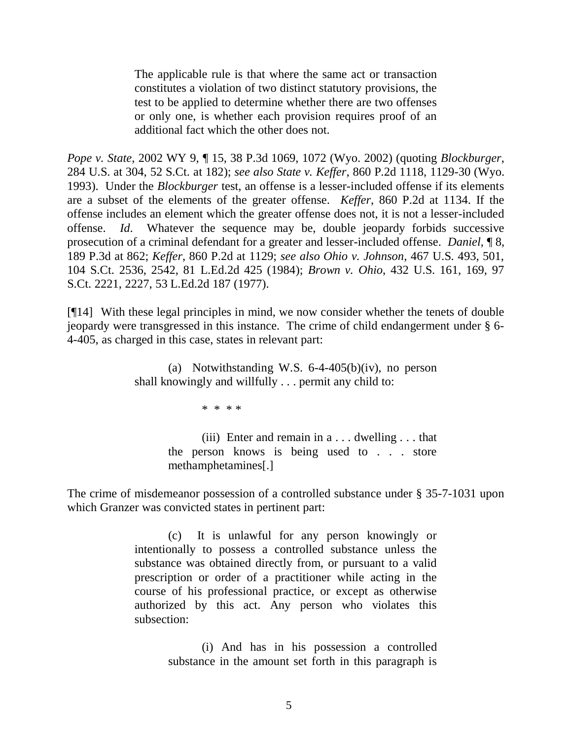> The applicable rule is that where the same act or transaction constitutes a violation of two distinct statutory provisions, the test to be applied to determine whether there are two offenses or only one, is whether each provision requires proof of an additional fact which the other does not.

*Pope v. State*, 2002 WY 9, ¶ 15, 38 P.3d 1069, 1072 (Wyo. 2002) (quoting *Blockburger*, 284 U.S. at 304, 52 S.Ct. at 182); *see also State v. Keffer*, 860 P.2d 1118, 1129-30 (Wyo. 1993). Under the *Blockburger* test, an offense is a lesser-included offense if its elements are a subset of the elements of the greater offense. *Keffer*, 860 P.2d at 1134. If the offense includes an element which the greater offense does not, it is not a lesser-included offense. *Id*. Whatever the sequence may be, double jeopardy forbids successive prosecution of a criminal defendant for a greater and lesser-included offense. *Daniel*, ¶ 8, 189 P.3d at 862; *Keffer*, 860 P.2d at 1129; *see also Ohio v. Johnson*, 467 U.S. 493, 501, 104 S.Ct. 2536, 2542, 81 L.Ed.2d 425 (1984); *Brown v. Ohio*, 432 U.S. 161, 169, 97 S.Ct. 2221, 2227, 53 L.Ed.2d 187 (1977).

[¶14] With these legal principles in mind, we now consider whether the tenets of double jeopardy were transgressed in this instance. The crime of child endangerment under § 6-4-405, as charged in this case, states in relevant part:

> (a) Notwithstanding W.S. 6-4-405(b)(iv), no person shall knowingly and willfully . . . permit any child to:
>
> \* \* \* \*
>
> > (iii) Enter and remain in a . . . dwelling . . . that the person knows is being used to . . . store methamphetamines[.]

The crime of misdemeanor possession of a controlled substance under § 35-7-1031 upon which Granzer was convicted states in pertinent part:

> (c) It is unlawful for any person knowingly or intentionally to possess a controlled substance unless the substance was obtained directly from, or pursuant to a valid prescription or order of a practitioner while acting in the course of his professional practice, or except as otherwise authorized by this act. Any person who violates this subsection:
>
> > (i) And has in his possession a controlled substance in the amount set forth in this paragraph is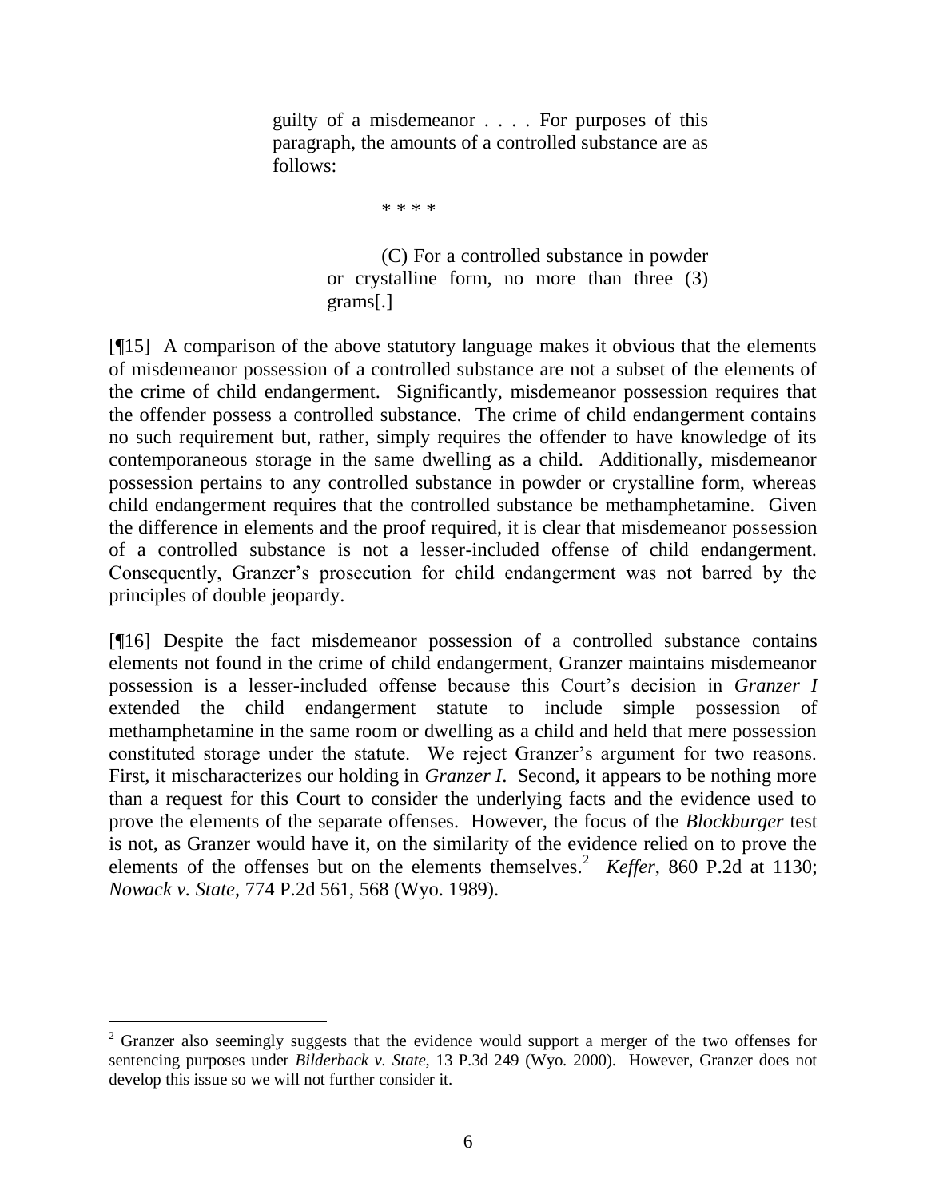> guilty of a misdemeanor . . . . For purposes of this paragraph, the amounts of a controlled substance are as follows:
>
> * * * *
>
> (C) For a controlled substance in powder or crystalline form, no more than three (3) grams[.]

[¶15] A comparison of the above statutory language makes it obvious that the elements of misdemeanor possession of a controlled substance are not a subset of the elements of the crime of child endangerment. Significantly, misdemeanor possession requires that the offender possess a controlled substance. The crime of child endangerment contains no such requirement but, rather, simply requires the offender to have knowledge of its contemporaneous storage in the same dwelling as a child. Additionally, misdemeanor possession pertains to any controlled substance in powder or crystalline form, whereas child endangerment requires that the controlled substance be methamphetamine. Given the difference in elements and the proof required, it is clear that misdemeanor possession of a controlled substance is not a lesser-included offense of child endangerment. Consequently, Granzer's prosecution for child endangerment was not barred by the principles of double jeopardy.

[¶16] Despite the fact misdemeanor possession of a controlled substance contains elements not found in the crime of child endangerment, Granzer maintains misdemeanor possession is a lesser-included offense because this Court's decision in *Granzer I* extended the child endangerment statute to include simple possession of methamphetamine in the same room or dwelling as a child and held that mere possession constituted storage under the statute. We reject Granzer's argument for two reasons. First, it mischaracterizes our holding in *Granzer I*. Second, it appears to be nothing more than a request for this Court to consider the underlying facts and the evidence used to prove the elements of the separate offenses. However, the focus of the *Blockburger* test is not, as Granzer would have it, on the similarity of the evidence relied on to prove the elements of the offenses but on the elements themselves.[2] *Keffer*, 860 P.2d at 1130; *Nowack v. State*, 774 P.2d 561, 568 (Wyo. 1989).

---

[2] Granzer also seemingly suggests that the evidence would support a merger of the two offenses for sentencing purposes under *Bilderback v. State*, 13 P.3d 249 (Wyo. 2000). However, Granzer does not develop this issue so we will not further consider it.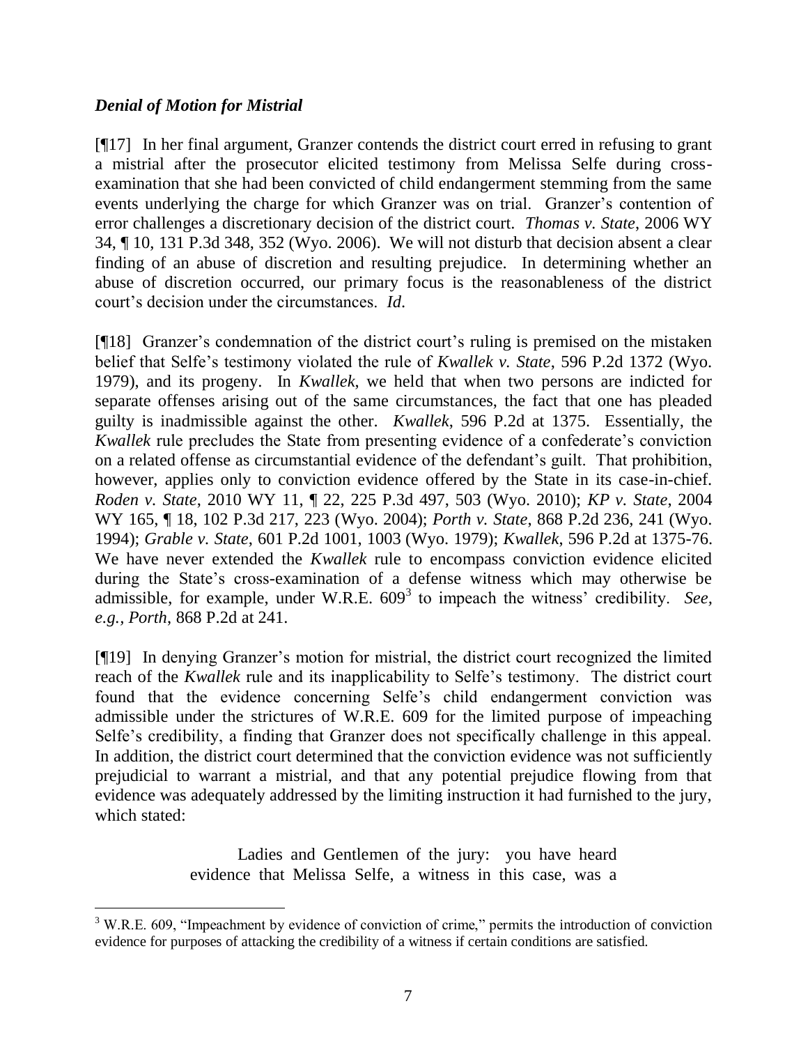### *Denial of Motion for Mistrial*

[¶17] In her final argument, Granzer contends the district court erred in refusing to grant a mistrial after the prosecutor elicited testimony from Melissa Selfe during cross-examination that she had been convicted of child endangerment stemming from the same events underlying the charge for which Granzer was on trial. Granzer's contention of error challenges a discretionary decision of the district court. *Thomas v. State*, 2006 WY 34, ¶ 10, 131 P.3d 348, 352 (Wyo. 2006). We will not disturb that decision absent a clear finding of an abuse of discretion and resulting prejudice. In determining whether an abuse of discretion occurred, our primary focus is the reasonableness of the district court's decision under the circumstances. *Id.*

[¶18] Granzer's condemnation of the district court's ruling is premised on the mistaken belief that Selfe's testimony violated the rule of *Kwallek v. State*, 596 P.2d 1372 (Wyo. 1979), and its progeny. In *Kwallek*, we held that when two persons are indicted for separate offenses arising out of the same circumstances, the fact that one has pleaded guilty is inadmissible against the other. *Kwallek*, 596 P.2d at 1375. Essentially, the *Kwallek* rule precludes the State from presenting evidence of a confederate's conviction on a related offense as circumstantial evidence of the defendant's guilt. That prohibition, however, applies only to conviction evidence offered by the State in its case-in-chief. *Roden v. State*, 2010 WY 11, ¶ 22, 225 P.3d 497, 503 (Wyo. 2010); *KP v. State*, 2004 WY 165, ¶ 18, 102 P.3d 217, 223 (Wyo. 2004); *Porth v. State*, 868 P.2d 236, 241 (Wyo. 1994); *Grable v. State*, 601 P.2d 1001, 1003 (Wyo. 1979); *Kwallek*, 596 P.2d at 1375-76. We have never extended the *Kwallek* rule to encompass conviction evidence elicited during the State's cross-examination of a defense witness which may otherwise be admissible, for example, under W.R.E. 609[3] to impeach the witness' credibility. *See, e.g.*, *Porth*, 868 P.2d at 241.

[¶19] In denying Granzer's motion for mistrial, the district court recognized the limited reach of the *Kwallek* rule and its inapplicability to Selfe's testimony. The district court found that the evidence concerning Selfe's child endangerment conviction was admissible under the strictures of W.R.E. 609 for the limited purpose of impeaching Selfe's credibility, a finding that Granzer does not specifically challenge in this appeal. In addition, the district court determined that the conviction evidence was not sufficiently prejudicial to warrant a mistrial, and that any potential prejudice flowing from that evidence was adequately addressed by the limiting instruction it had furnished to the jury, which stated:

> Ladies and Gentlemen of the jury: you have heard evidence that Melissa Selfe, a witness in this case, was a

---

[3] W.R.E. 609, "Impeachment by evidence of conviction of crime," permits the introduction of conviction evidence for purposes of attacking the credibility of a witness if certain conditions are satisfied.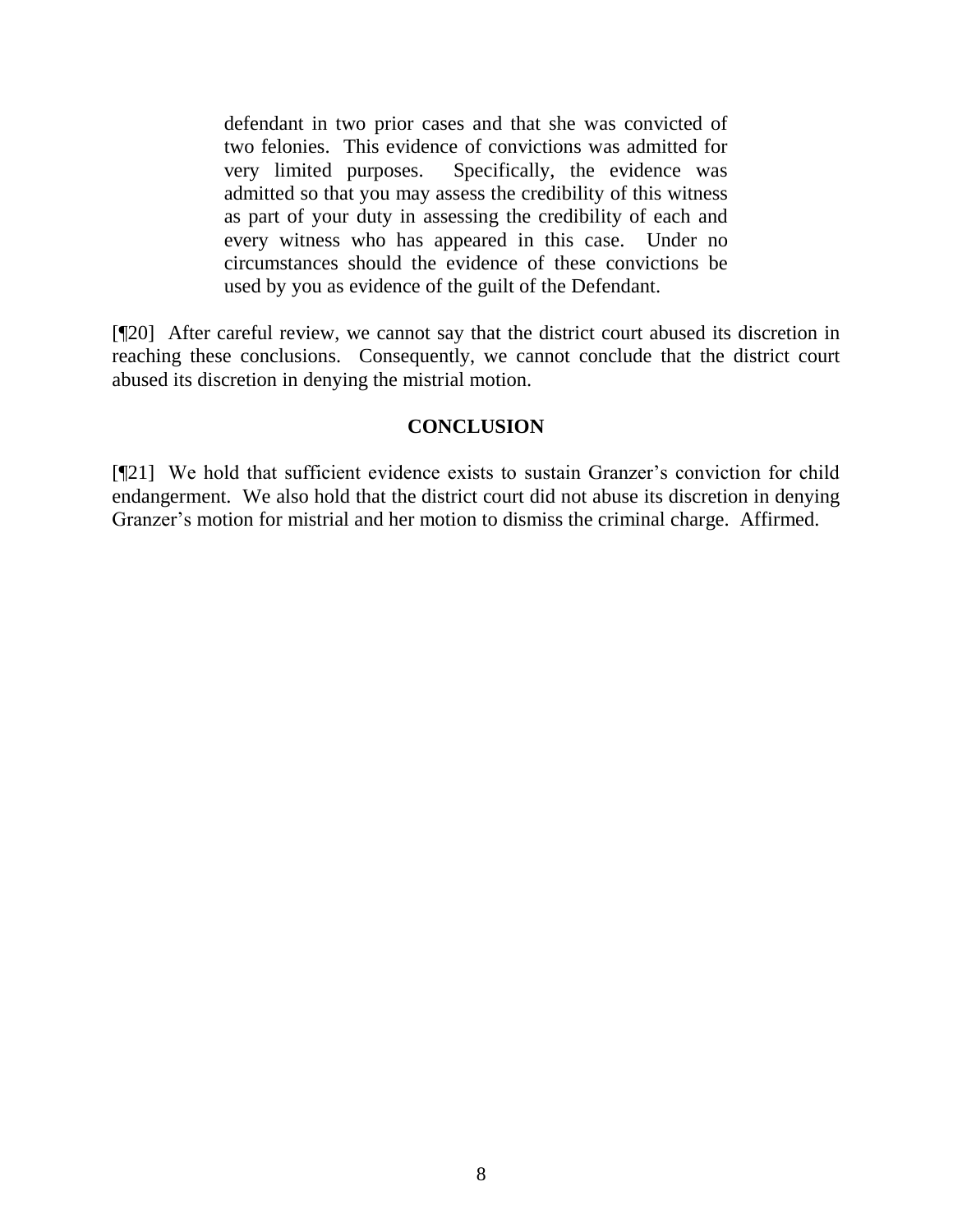> defendant in two prior cases and that she was convicted of two felonies. This evidence of convictions was admitted for very limited purposes. Specifically, the evidence was admitted so that you may assess the credibility of this witness as part of your duty in assessing the credibility of each and every witness who has appeared in this case. Under no circumstances should the evidence of these convictions be used by you as evidence of the guilt of the Defendant.

[¶20] After careful review, we cannot say that the district court abused its discretion in reaching these conclusions. Consequently, we cannot conclude that the district court abused its discretion in denying the mistrial motion.

## CONCLUSION

[¶21] We hold that sufficient evidence exists to sustain Granzer's conviction for child endangerment. We also hold that the district court did not abuse its discretion in denying Granzer's motion for mistrial and her motion to dismiss the criminal charge. Affirmed.